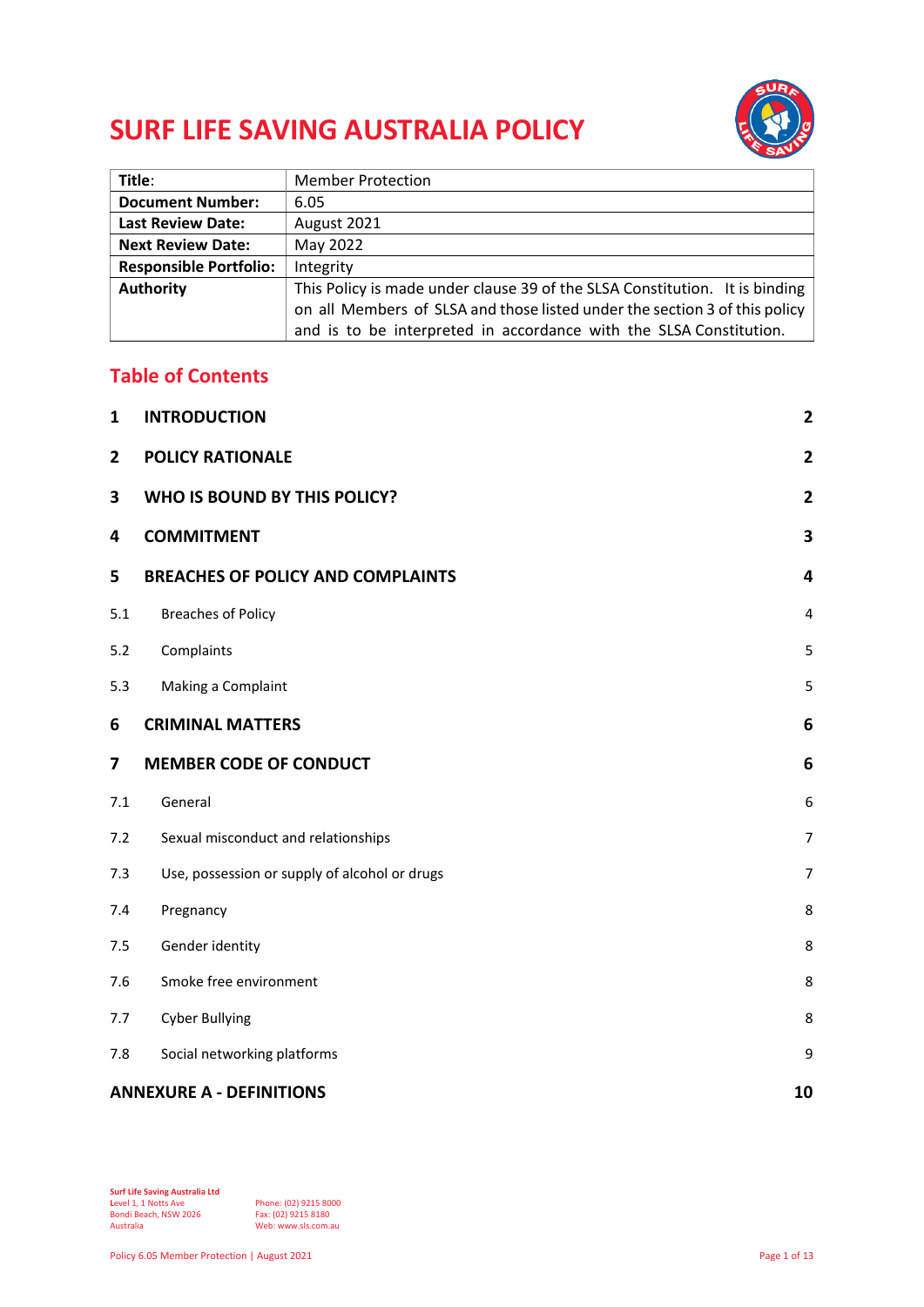# SURF LIFE SAVING AUSTRALIA POLICY

| | |
|---|---|
| **Title**: | Member Protection |
| **Document Number:** | 6.05 |
| **Last Review Date:** | August 2021 |
| **Next Review Date:** | May 2022 |
| **Responsible Portfolio:** | Integrity |
| **Authority** | This Policy is made under clause 39 of the SLSA Constitution. It is binding on all Members of SLSA and those listed under the section 3 of this policy and is to be interpreted in accordance with the SLSA Constitution. |

## Table of Contents

| | | |
|---|---|---|
| **1** | **INTRODUCTION** | **2** |
| **2** | **POLICY RATIONALE** | **2** |
| **3** | **WHO IS BOUND BY THIS POLICY?** | **2** |
| **4** | **COMMITMENT** | **3** |
| **5** | **BREACHES OF POLICY AND COMPLAINTS** | **4** |
| 5.1 | Breaches of Policy | 4 |
| 5.2 | Complaints | 5 |
| 5.3 | Making a Complaint | 5 |
| **6** | **CRIMINAL MATTERS** | **6** |
| **7** | **MEMBER CODE OF CONDUCT** | **6** |
| 7.1 | General | 6 |
| 7.2 | Sexual misconduct and relationships | 7 |
| 7.3 | Use, possession or supply of alcohol or drugs | 7 |
| 7.4 | Pregnancy | 8 |
| 7.5 | Gender identity | 8 |
| 7.6 | Smoke free environment | 8 |
| 7.7 | Cyber Bullying | 8 |
| 7.8 | Social networking platforms | 9 |
| **ANNEXURE A - DEFINITIONS** | | **10** |

**Surf Life Saving Australia Ltd**
Level 1, 1 Notts Ave
Bondi Beach, NSW 2026
Australia

Phone: (02) 9215 8000
Fax: (02) 9215 8180
Web: www.sls.com.au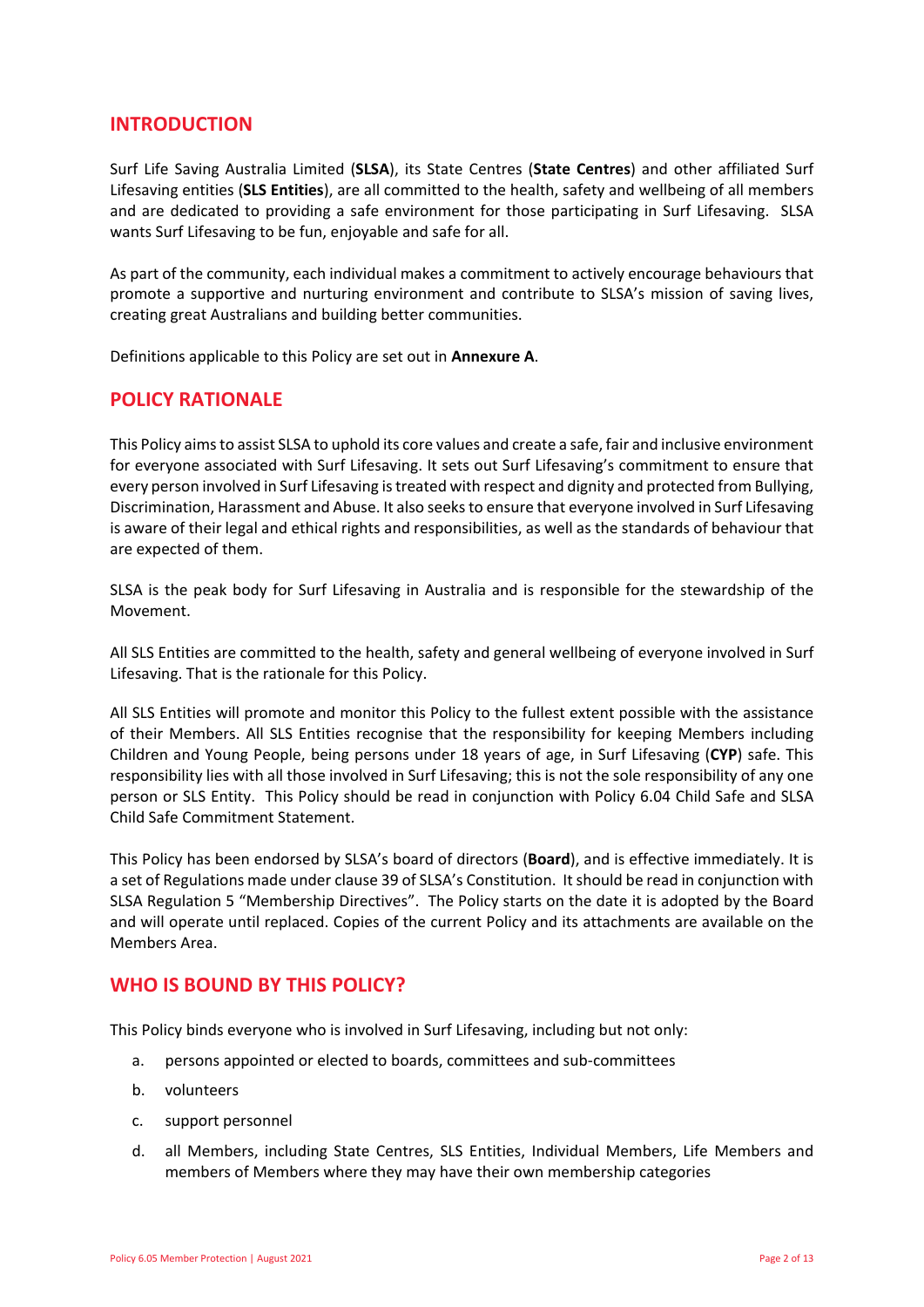## INTRODUCTION

Surf Life Saving Australia Limited (**SLSA**), its State Centres (**State Centres**) and other affiliated Surf Lifesaving entities (**SLS Entities**), are all committed to the health, safety and wellbeing of all members and are dedicated to providing a safe environment for those participating in Surf Lifesaving. SLSA wants Surf Lifesaving to be fun, enjoyable and safe for all.

As part of the community, each individual makes a commitment to actively encourage behaviours that promote a supportive and nurturing environment and contribute to SLSA's mission of saving lives, creating great Australians and building better communities.

Definitions applicable to this Policy are set out in **Annexure A**.

## POLICY RATIONALE

This Policy aims to assist SLSA to uphold its core values and create a safe, fair and inclusive environment for everyone associated with Surf Lifesaving. It sets out Surf Lifesaving's commitment to ensure that every person involved in Surf Lifesaving is treated with respect and dignity and protected from Bullying, Discrimination, Harassment and Abuse. It also seeks to ensure that everyone involved in Surf Lifesaving is aware of their legal and ethical rights and responsibilities, as well as the standards of behaviour that are expected of them.

SLSA is the peak body for Surf Lifesaving in Australia and is responsible for the stewardship of the Movement.

All SLS Entities are committed to the health, safety and general wellbeing of everyone involved in Surf Lifesaving. That is the rationale for this Policy.

All SLS Entities will promote and monitor this Policy to the fullest extent possible with the assistance of their Members. All SLS Entities recognise that the responsibility for keeping Members including Children and Young People, being persons under 18 years of age, in Surf Lifesaving (**CYP**) safe. This responsibility lies with all those involved in Surf Lifesaving; this is not the sole responsibility of any one person or SLS Entity. This Policy should be read in conjunction with Policy 6.04 Child Safe and SLSA Child Safe Commitment Statement.

This Policy has been endorsed by SLSA's board of directors (**Board**), and is effective immediately. It is a set of Regulations made under clause 39 of SLSA's Constitution. It should be read in conjunction with SLSA Regulation 5 "Membership Directives". The Policy starts on the date it is adopted by the Board and will operate until replaced. Copies of the current Policy and its attachments are available on the Members Area.

## WHO IS BOUND BY THIS POLICY?

This Policy binds everyone who is involved in Surf Lifesaving, including but not only:

a. persons appointed or elected to boards, committees and sub-committees

b. volunteers

c. support personnel

d. all Members, including State Centres, SLS Entities, Individual Members, Life Members and members of Members where they may have their own membership categories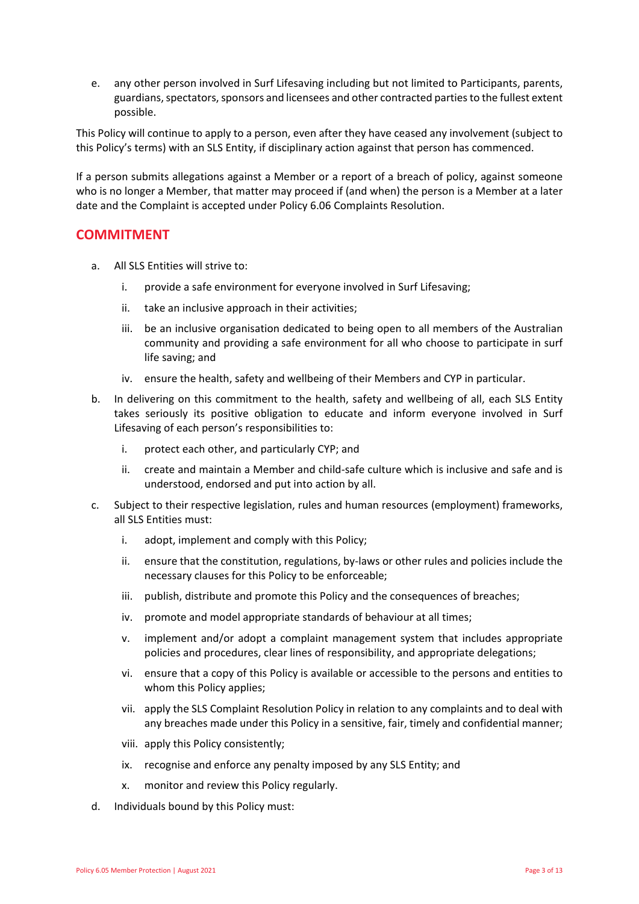e. any other person involved in Surf Lifesaving including but not limited to Participants, parents, guardians, spectators, sponsors and licensees and other contracted parties to the fullest extent possible.

This Policy will continue to apply to a person, even after they have ceased any involvement (subject to this Policy's terms) with an SLS Entity, if disciplinary action against that person has commenced.

If a person submits allegations against a Member or a report of a breach of policy, against someone who is no longer a Member, that matter may proceed if (and when) the person is a Member at a later date and the Complaint is accepted under Policy 6.06 Complaints Resolution.

## COMMITMENT

a. All SLS Entities will strive to:

   i. provide a safe environment for everyone involved in Surf Lifesaving;

   ii. take an inclusive approach in their activities;

   iii. be an inclusive organisation dedicated to being open to all members of the Australian community and providing a safe environment for all who choose to participate in surf life saving; and

   iv. ensure the health, safety and wellbeing of their Members and CYP in particular.

b. In delivering on this commitment to the health, safety and wellbeing of all, each SLS Entity takes seriously its positive obligation to educate and inform everyone involved in Surf Lifesaving of each person's responsibilities to:

   i. protect each other, and particularly CYP; and

   ii. create and maintain a Member and child-safe culture which is inclusive and safe and is understood, endorsed and put into action by all.

c. Subject to their respective legislation, rules and human resources (employment) frameworks, all SLS Entities must:

   i. adopt, implement and comply with this Policy;

   ii. ensure that the constitution, regulations, by-laws or other rules and policies include the necessary clauses for this Policy to be enforceable;

   iii. publish, distribute and promote this Policy and the consequences of breaches;

   iv. promote and model appropriate standards of behaviour at all times;

   v. implement and/or adopt a complaint management system that includes appropriate policies and procedures, clear lines of responsibility, and appropriate delegations;

   vi. ensure that a copy of this Policy is available or accessible to the persons and entities to whom this Policy applies;

   vii. apply the SLS Complaint Resolution Policy in relation to any complaints and to deal with any breaches made under this Policy in a sensitive, fair, timely and confidential manner;

   viii. apply this Policy consistently;

   ix. recognise and enforce any penalty imposed by any SLS Entity; and

   x. monitor and review this Policy regularly.

d. Individuals bound by this Policy must: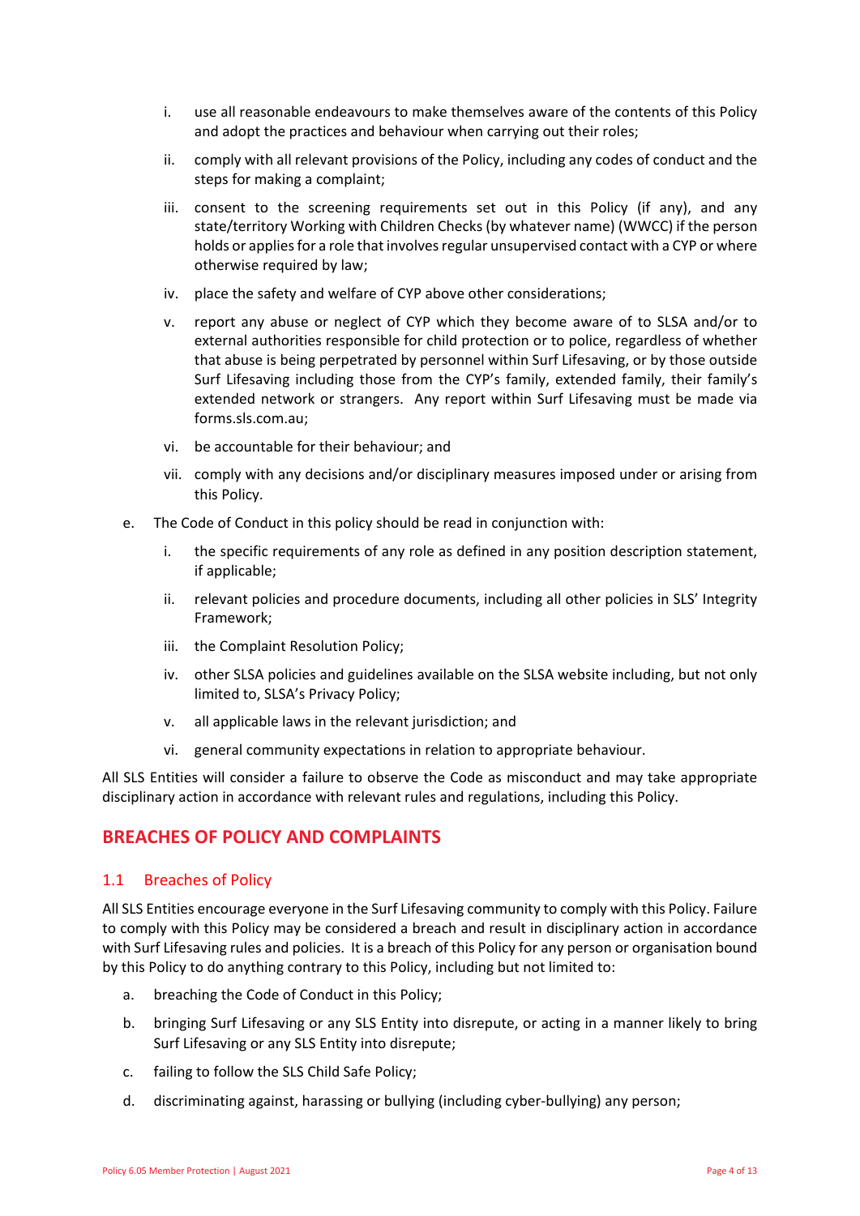i. use all reasonable endeavours to make themselves aware of the contents of this Policy and adopt the practices and behaviour when carrying out their roles;

ii. comply with all relevant provisions of the Policy, including any codes of conduct and the steps for making a complaint;

iii. consent to the screening requirements set out in this Policy (if any), and any state/territory Working with Children Checks (by whatever name) (WWCC) if the person holds or applies for a role that involves regular unsupervised contact with a CYP or where otherwise required by law;

iv. place the safety and welfare of CYP above other considerations;

v. report any abuse or neglect of CYP which they become aware of to SLSA and/or to external authorities responsible for child protection or to police, regardless of whether that abuse is being perpetrated by personnel within Surf Lifesaving, or by those outside Surf Lifesaving including those from the CYP's family, extended family, their family's extended network or strangers. Any report within Surf Lifesaving must be made via forms.sls.com.au;

vi. be accountable for their behaviour; and

vii. comply with any decisions and/or disciplinary measures imposed under or arising from this Policy.

e. The Code of Conduct in this policy should be read in conjunction with:

i. the specific requirements of any role as defined in any position description statement, if applicable;

ii. relevant policies and procedure documents, including all other policies in SLS' Integrity Framework;

iii. the Complaint Resolution Policy;

iv. other SLSA policies and guidelines available on the SLSA website including, but not only limited to, SLSA's Privacy Policy;

v. all applicable laws in the relevant jurisdiction; and

vi. general community expectations in relation to appropriate behaviour.

All SLS Entities will consider a failure to observe the Code as misconduct and may take appropriate disciplinary action in accordance with relevant rules and regulations, including this Policy.

## BREACHES OF POLICY AND COMPLAINTS

### 1.1 Breaches of Policy

All SLS Entities encourage everyone in the Surf Lifesaving community to comply with this Policy. Failure to comply with this Policy may be considered a breach and result in disciplinary action in accordance with Surf Lifesaving rules and policies. It is a breach of this Policy for any person or organisation bound by this Policy to do anything contrary to this Policy, including but not limited to:

a. breaching the Code of Conduct in this Policy;

b. bringing Surf Lifesaving or any SLS Entity into disrepute, or acting in a manner likely to bring Surf Lifesaving or any SLS Entity into disrepute;

c. failing to follow the SLS Child Safe Policy;

d. discriminating against, harassing or bullying (including cyber-bullying) any person;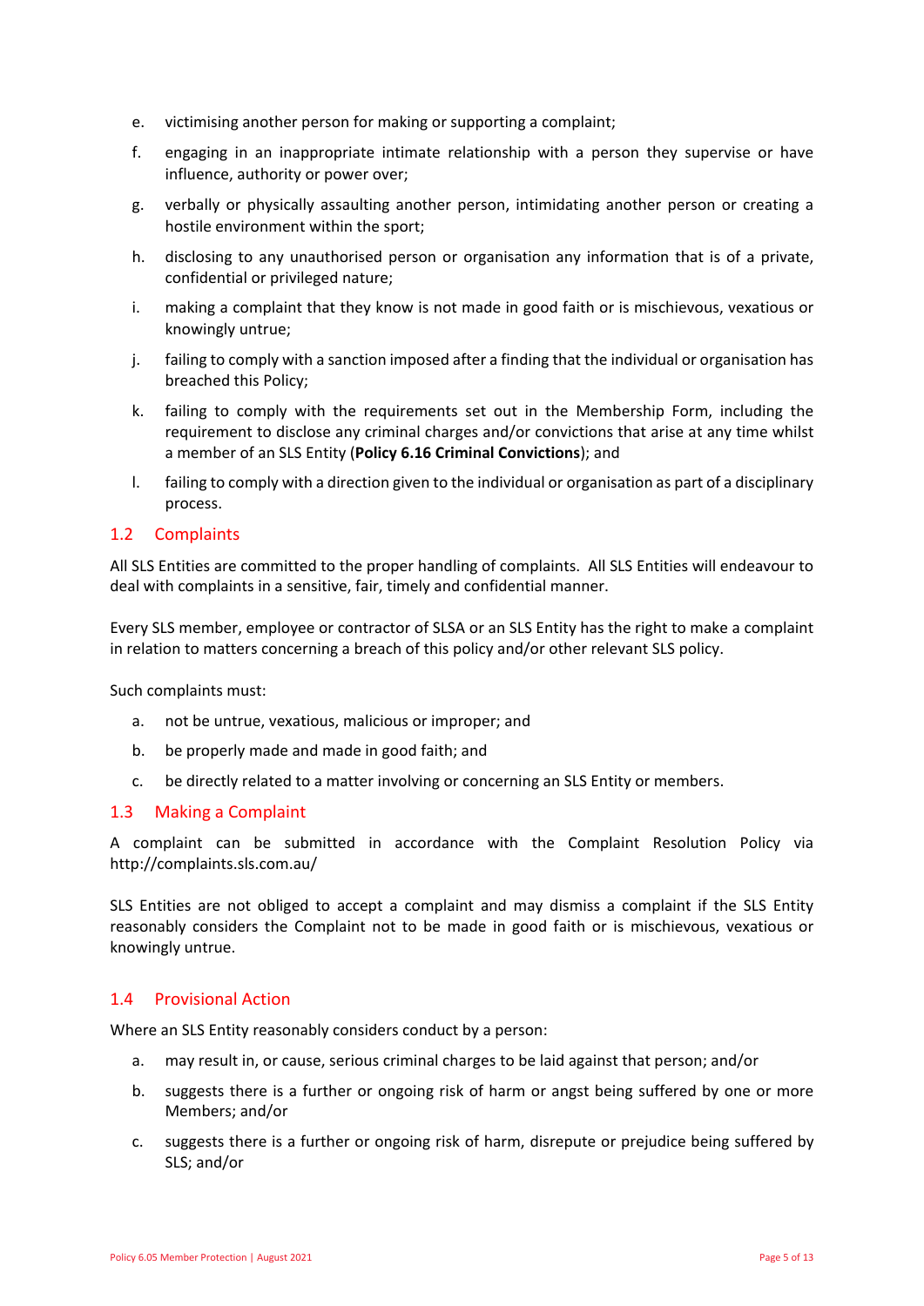e. victimising another person for making or supporting a complaint;

f. engaging in an inappropriate intimate relationship with a person they supervise or have influence, authority or power over;

g. verbally or physically assaulting another person, intimidating another person or creating a hostile environment within the sport;

h. disclosing to any unauthorised person or organisation any information that is of a private, confidential or privileged nature;

i. making a complaint that they know is not made in good faith or is mischievous, vexatious or knowingly untrue;

j. failing to comply with a sanction imposed after a finding that the individual or organisation has breached this Policy;

k. failing to comply with the requirements set out in the Membership Form, including the requirement to disclose any criminal charges and/or convictions that arise at any time whilst a member of an SLS Entity (**Policy 6.16 Criminal Convictions**); and

l. failing to comply with a direction given to the individual or organisation as part of a disciplinary process.

## 1.2 Complaints

All SLS Entities are committed to the proper handling of complaints. All SLS Entities will endeavour to deal with complaints in a sensitive, fair, timely and confidential manner.

Every SLS member, employee or contractor of SLSA or an SLS Entity has the right to make a complaint in relation to matters concerning a breach of this policy and/or other relevant SLS policy.

Such complaints must:

a. not be untrue, vexatious, malicious or improper; and

b. be properly made and made in good faith; and

c. be directly related to a matter involving or concerning an SLS Entity or members.

## 1.3 Making a Complaint

A complaint can be submitted in accordance with the Complaint Resolution Policy via http://complaints.sls.com.au/

SLS Entities are not obliged to accept a complaint and may dismiss a complaint if the SLS Entity reasonably considers the Complaint not to be made in good faith or is mischievous, vexatious or knowingly untrue.

## 1.4 Provisional Action

Where an SLS Entity reasonably considers conduct by a person:

a. may result in, or cause, serious criminal charges to be laid against that person; and/or

b. suggests there is a further or ongoing risk of harm or angst being suffered by one or more Members; and/or

c. suggests there is a further or ongoing risk of harm, disrepute or prejudice being suffered by SLS; and/or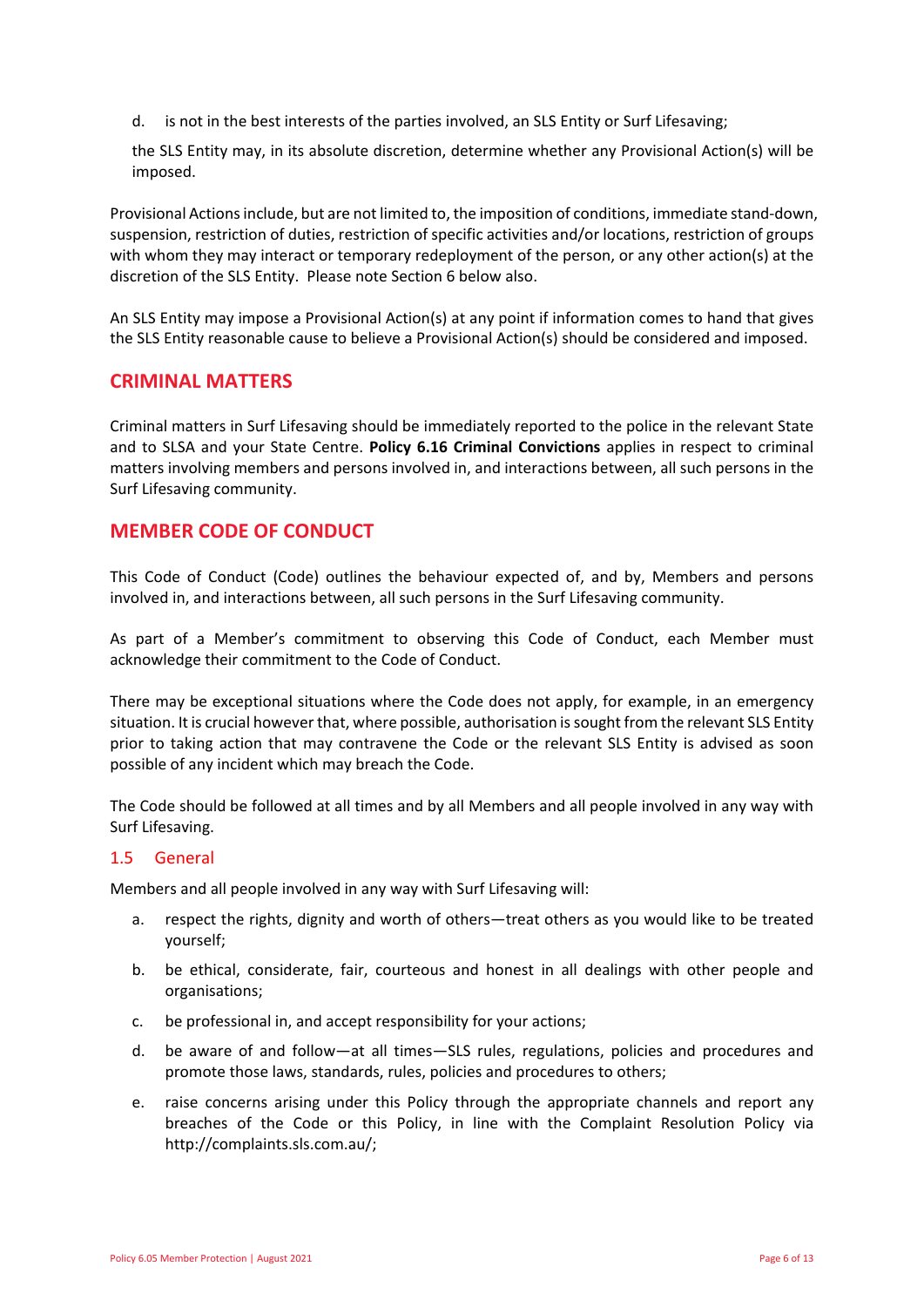d. is not in the best interests of the parties involved, an SLS Entity or Surf Lifesaving;

the SLS Entity may, in its absolute discretion, determine whether any Provisional Action(s) will be imposed.

Provisional Actions include, but are not limited to, the imposition of conditions, immediate stand-down, suspension, restriction of duties, restriction of specific activities and/or locations, restriction of groups with whom they may interact or temporary redeployment of the person, or any other action(s) at the discretion of the SLS Entity. Please note Section 6 below also.

An SLS Entity may impose a Provisional Action(s) at any point if information comes to hand that gives the SLS Entity reasonable cause to believe a Provisional Action(s) should be considered and imposed.

## CRIMINAL MATTERS

Criminal matters in Surf Lifesaving should be immediately reported to the police in the relevant State and to SLSA and your State Centre. **Policy 6.16 Criminal Convictions** applies in respect to criminal matters involving members and persons involved in, and interactions between, all such persons in the Surf Lifesaving community.

## MEMBER CODE OF CONDUCT

This Code of Conduct (Code) outlines the behaviour expected of, and by, Members and persons involved in, and interactions between, all such persons in the Surf Lifesaving community.

As part of a Member's commitment to observing this Code of Conduct, each Member must acknowledge their commitment to the Code of Conduct.

There may be exceptional situations where the Code does not apply, for example, in an emergency situation. It is crucial however that, where possible, authorisation is sought from the relevant SLS Entity prior to taking action that may contravene the Code or the relevant SLS Entity is advised as soon possible of any incident which may breach the Code.

The Code should be followed at all times and by all Members and all people involved in any way with Surf Lifesaving.

### 1.5 General

Members and all people involved in any way with Surf Lifesaving will:

a. respect the rights, dignity and worth of others—treat others as you would like to be treated yourself;

b. be ethical, considerate, fair, courteous and honest in all dealings with other people and organisations;

c. be professional in, and accept responsibility for your actions;

d. be aware of and follow—at all times—SLS rules, regulations, policies and procedures and promote those laws, standards, rules, policies and procedures to others;

e. raise concerns arising under this Policy through the appropriate channels and report any breaches of the Code or this Policy, in line with the Complaint Resolution Policy via http://complaints.sls.com.au/;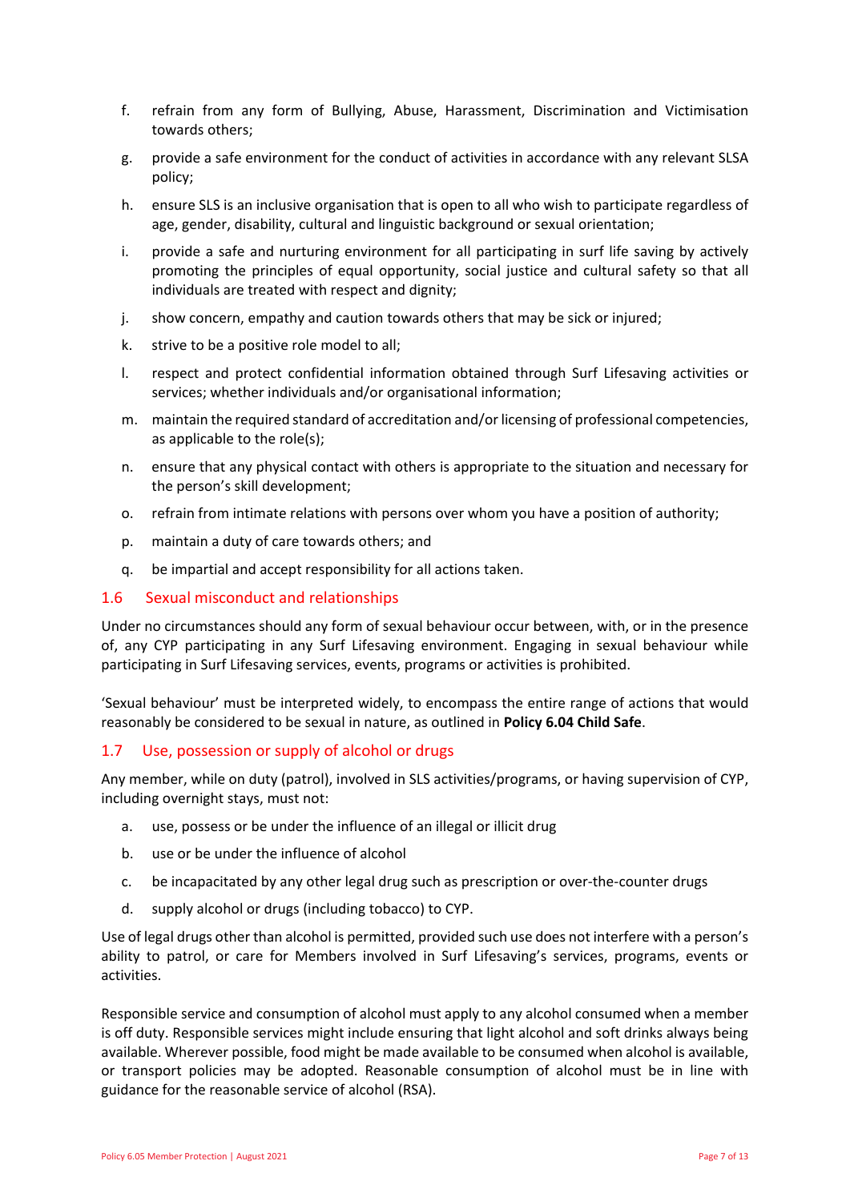f. refrain from any form of Bullying, Abuse, Harassment, Discrimination and Victimisation towards others;

g. provide a safe environment for the conduct of activities in accordance with any relevant SLSA policy;

h. ensure SLS is an inclusive organisation that is open to all who wish to participate regardless of age, gender, disability, cultural and linguistic background or sexual orientation;

i. provide a safe and nurturing environment for all participating in surf life saving by actively promoting the principles of equal opportunity, social justice and cultural safety so that all individuals are treated with respect and dignity;

j. show concern, empathy and caution towards others that may be sick or injured;

k. strive to be a positive role model to all;

l. respect and protect confidential information obtained through Surf Lifesaving activities or services; whether individuals and/or organisational information;

m. maintain the required standard of accreditation and/or licensing of professional competencies, as applicable to the role(s);

n. ensure that any physical contact with others is appropriate to the situation and necessary for the person's skill development;

o. refrain from intimate relations with persons over whom you have a position of authority;

p. maintain a duty of care towards others; and

q. be impartial and accept responsibility for all actions taken.

## 1.6 Sexual misconduct and relationships

Under no circumstances should any form of sexual behaviour occur between, with, or in the presence of, any CYP participating in any Surf Lifesaving environment. Engaging in sexual behaviour while participating in Surf Lifesaving services, events, programs or activities is prohibited.

'Sexual behaviour' must be interpreted widely, to encompass the entire range of actions that would reasonably be considered to be sexual in nature, as outlined in **Policy 6.04 Child Safe**.

## 1.7 Use, possession or supply of alcohol or drugs

Any member, while on duty (patrol), involved in SLS activities/programs, or having supervision of CYP, including overnight stays, must not:

a. use, possess or be under the influence of an illegal or illicit drug

b. use or be under the influence of alcohol

c. be incapacitated by any other legal drug such as prescription or over-the-counter drugs

d. supply alcohol or drugs (including tobacco) to CYP.

Use of legal drugs other than alcohol is permitted, provided such use does not interfere with a person's ability to patrol, or care for Members involved in Surf Lifesaving's services, programs, events or activities.

Responsible service and consumption of alcohol must apply to any alcohol consumed when a member is off duty. Responsible services might include ensuring that light alcohol and soft drinks always being available. Wherever possible, food might be made available to be consumed when alcohol is available, or transport policies may be adopted. Reasonable consumption of alcohol must be in line with guidance for the reasonable service of alcohol (RSA).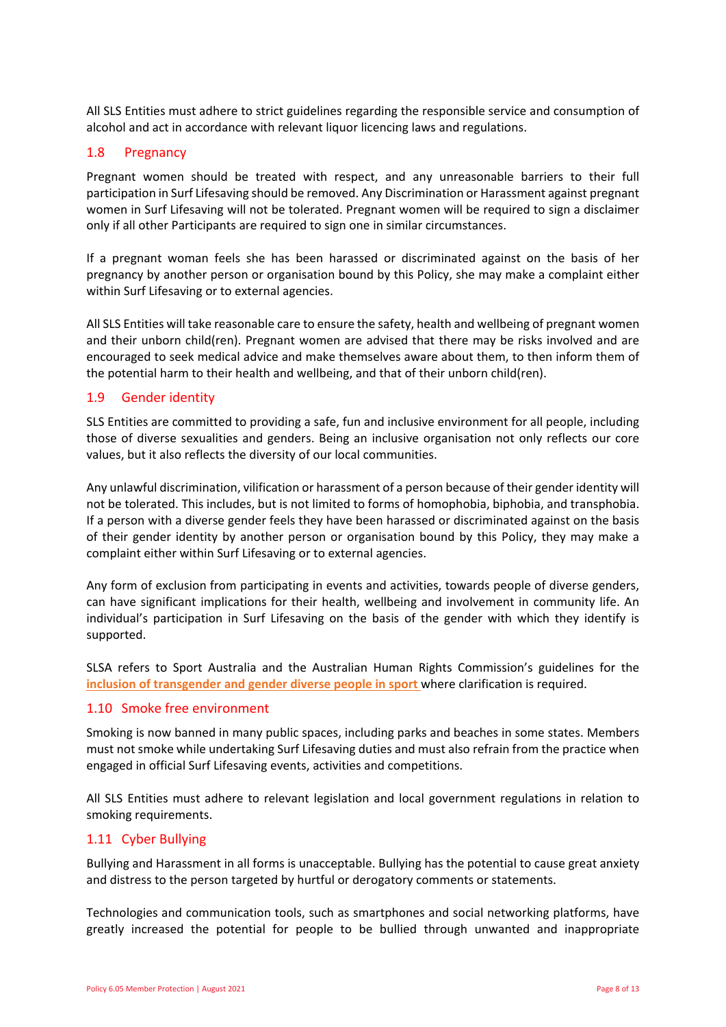All SLS Entities must adhere to strict guidelines regarding the responsible service and consumption of alcohol and act in accordance with relevant liquor licencing laws and regulations.

## 1.8 Pregnancy

Pregnant women should be treated with respect, and any unreasonable barriers to their full participation in Surf Lifesaving should be removed. Any Discrimination or Harassment against pregnant women in Surf Lifesaving will not be tolerated. Pregnant women will be required to sign a disclaimer only if all other Participants are required to sign one in similar circumstances.

If a pregnant woman feels she has been harassed or discriminated against on the basis of her pregnancy by another person or organisation bound by this Policy, she may make a complaint either within Surf Lifesaving or to external agencies.

All SLS Entities will take reasonable care to ensure the safety, health and wellbeing of pregnant women and their unborn child(ren). Pregnant women are advised that there may be risks involved and are encouraged to seek medical advice and make themselves aware about them, to then inform them of the potential harm to their health and wellbeing, and that of their unborn child(ren).

## 1.9 Gender identity

SLS Entities are committed to providing a safe, fun and inclusive environment for all people, including those of diverse sexualities and genders. Being an inclusive organisation not only reflects our core values, but it also reflects the diversity of our local communities.

Any unlawful discrimination, vilification or harassment of a person because of their gender identity will not be tolerated. This includes, but is not limited to forms of homophobia, biphobia, and transphobia. If a person with a diverse gender feels they have been harassed or discriminated against on the basis of their gender identity by another person or organisation bound by this Policy, they may make a complaint either within Surf Lifesaving or to external agencies.

Any form of exclusion from participating in events and activities, towards people of diverse genders, can have significant implications for their health, wellbeing and involvement in community life. An individual's participation in Surf Lifesaving on the basis of the gender with which they identify is supported.

SLSA refers to Sport Australia and the Australian Human Rights Commission's guidelines for the **inclusion of transgender and gender diverse people in sport** where clarification is required.

## 1.10 Smoke free environment

Smoking is now banned in many public spaces, including parks and beaches in some states. Members must not smoke while undertaking Surf Lifesaving duties and must also refrain from the practice when engaged in official Surf Lifesaving events, activities and competitions.

All SLS Entities must adhere to relevant legislation and local government regulations in relation to smoking requirements.

## 1.11 Cyber Bullying

Bullying and Harassment in all forms is unacceptable. Bullying has the potential to cause great anxiety and distress to the person targeted by hurtful or derogatory comments or statements.

Technologies and communication tools, such as smartphones and social networking platforms, have greatly increased the potential for people to be bullied through unwanted and inappropriate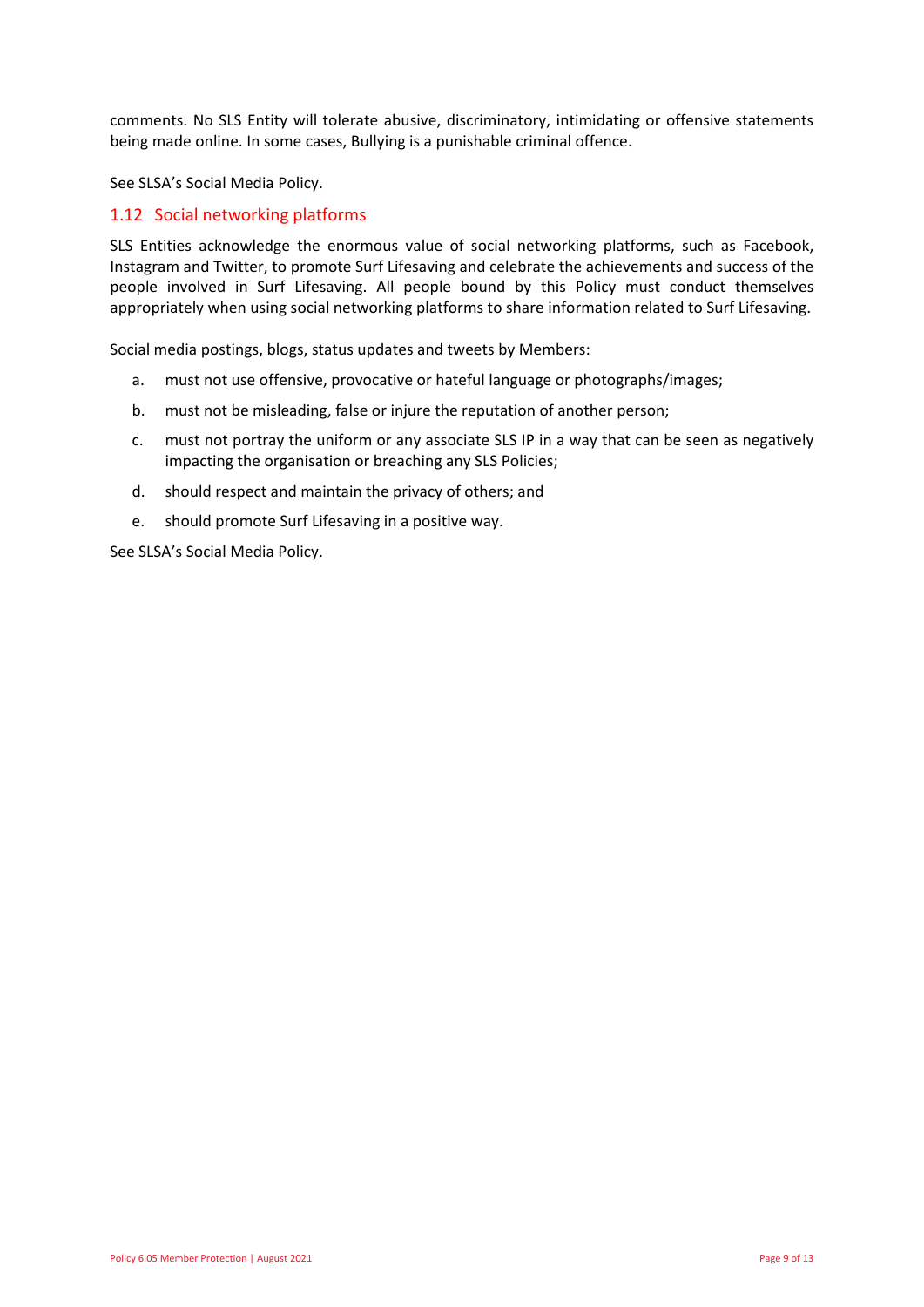comments. No SLS Entity will tolerate abusive, discriminatory, intimidating or offensive statements being made online. In some cases, Bullying is a punishable criminal offence.

See SLSA's Social Media Policy.

### 1.12 Social networking platforms

SLS Entities acknowledge the enormous value of social networking platforms, such as Facebook, Instagram and Twitter, to promote Surf Lifesaving and celebrate the achievements and success of the people involved in Surf Lifesaving. All people bound by this Policy must conduct themselves appropriately when using social networking platforms to share information related to Surf Lifesaving.

Social media postings, blogs, status updates and tweets by Members:

a. must not use offensive, provocative or hateful language or photographs/images;

b. must not be misleading, false or injure the reputation of another person;

c. must not portray the uniform or any associate SLS IP in a way that can be seen as negatively impacting the organisation or breaching any SLS Policies;

d. should respect and maintain the privacy of others; and

e. should promote Surf Lifesaving in a positive way.

See SLSA's Social Media Policy.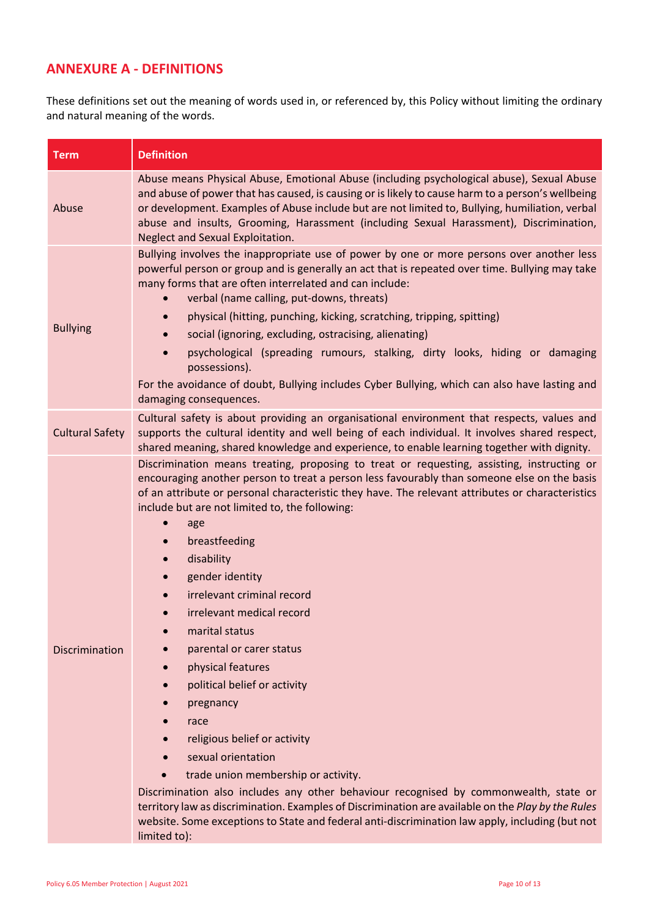## ANNEXURE A - DEFINITIONS

These definitions set out the meaning of words used in, or referenced by, this Policy without limiting the ordinary and natural meaning of the words.

| Term | Definition |
|---|---|
| Abuse | Abuse means Physical Abuse, Emotional Abuse (including psychological abuse), Sexual Abuse and abuse of power that has caused, is causing or is likely to cause harm to a person's wellbeing or development. Examples of Abuse include but are not limited to, Bullying, humiliation, verbal abuse and insults, Grooming, Harassment (including Sexual Harassment), Discrimination, Neglect and Sexual Exploitation. |
| Bullying | Bullying involves the inappropriate use of power by one or more persons over another less powerful person or group and is generally an act that is repeated over time. Bullying may take many forms that are often interrelated and can include:<br>• verbal (name calling, put-downs, threats)<br>• physical (hitting, punching, kicking, scratching, tripping, spitting)<br>• social (ignoring, excluding, ostracising, alienating)<br>• psychological (spreading rumours, stalking, dirty looks, hiding or damaging possessions).<br>For the avoidance of doubt, Bullying includes Cyber Bullying, which can also have lasting and damaging consequences. |
| Cultural Safety | Cultural safety is about providing an organisational environment that respects, values and supports the cultural identity and well being of each individual. It involves shared respect, shared meaning, shared knowledge and experience, to enable learning together with dignity. |
| Discrimination | Discrimination means treating, proposing to treat or requesting, assisting, instructing or encouraging another person to treat a person less favourably than someone else on the basis of an attribute or personal characteristic they have. The relevant attributes or characteristics include but are not limited to, the following:<br>• age<br>• breastfeeding<br>• disability<br>• gender identity<br>• irrelevant criminal record<br>• irrelevant medical record<br>• marital status<br>• parental or carer status<br>• physical features<br>• political belief or activity<br>• pregnancy<br>• race<br>• religious belief or activity<br>• sexual orientation<br>• trade union membership or activity.<br>Discrimination also includes any other behaviour recognised by commonwealth, state or territory law as discrimination. Examples of Discrimination are available on the *Play by the Rules* website. Some exceptions to State and federal anti-discrimination law apply, including (but not limited to): |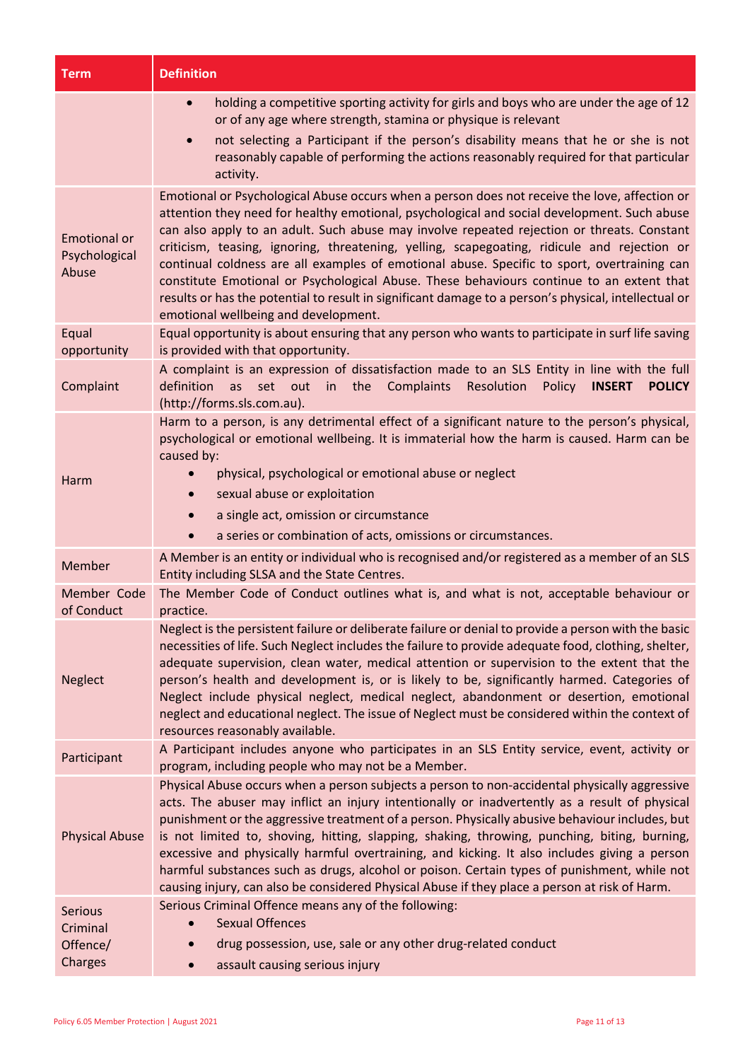| Term | Definition |
|---|---|
| | • holding a competitive sporting activity for girls and boys who are under the age of 12 or of any age where strength, stamina or physique is relevant<br>• not selecting a Participant if the person's disability means that he or she is not reasonably capable of performing the actions reasonably required for that particular activity. |
| Emotional or Psychological Abuse | Emotional or Psychological Abuse occurs when a person does not receive the love, affection or attention they need for healthy emotional, psychological and social development. Such abuse can also apply to an adult. Such abuse may involve repeated rejection or threats. Constant criticism, teasing, ignoring, threatening, yelling, scapegoating, ridicule and rejection or continual coldness are all examples of emotional abuse. Specific to sport, overtraining can constitute Emotional or Psychological Abuse. These behaviours continue to an extent that results or has the potential to result in significant damage to a person's physical, intellectual or emotional wellbeing and development. |
| Equal opportunity | Equal opportunity is about ensuring that any person who wants to participate in surf life saving is provided with that opportunity. |
| Complaint | A complaint is an expression of dissatisfaction made to an SLS Entity in line with the full definition as set out in the Complaints Resolution Policy **INSERT POLICY** (http://forms.sls.com.au). |
| Harm | Harm to a person, is any detrimental effect of a significant nature to the person's physical, psychological or emotional wellbeing. It is immaterial how the harm is caused. Harm can be caused by:<br>• physical, psychological or emotional abuse or neglect<br>• sexual abuse or exploitation<br>• a single act, omission or circumstance<br>• a series or combination of acts, omissions or circumstances. |
| Member | A Member is an entity or individual who is recognised and/or registered as a member of an SLS Entity including SLSA and the State Centres. |
| Member Code of Conduct | The Member Code of Conduct outlines what is, and what is not, acceptable behaviour or practice. |
| Neglect | Neglect is the persistent failure or deliberate failure or denial to provide a person with the basic necessities of life. Such Neglect includes the failure to provide adequate food, clothing, shelter, adequate supervision, clean water, medical attention or supervision to the extent that the person's health and development is, or is likely to be, significantly harmed. Categories of Neglect include physical neglect, medical neglect, abandonment or desertion, emotional neglect and educational neglect. The issue of Neglect must be considered within the context of resources reasonably available. |
| Participant | A Participant includes anyone who participates in an SLS Entity service, event, activity or program, including people who may not be a Member. |
| Physical Abuse | Physical Abuse occurs when a person subjects a person to non-accidental physically aggressive acts. The abuser may inflict an injury intentionally or inadvertently as a result of physical punishment or the aggressive treatment of a person. Physically abusive behaviour includes, but is not limited to, shoving, hitting, slapping, shaking, throwing, punching, biting, burning, excessive and physically harmful overtraining, and kicking. It also includes giving a person harmful substances such as drugs, alcohol or poison. Certain types of punishment, while not causing injury, can also be considered Physical Abuse if they place a person at risk of Harm. |
| Serious Criminal Offence/ Charges | Serious Criminal Offence means any of the following:<br>• Sexual Offences<br>• drug possession, use, sale or any other drug-related conduct<br>• assault causing serious injury |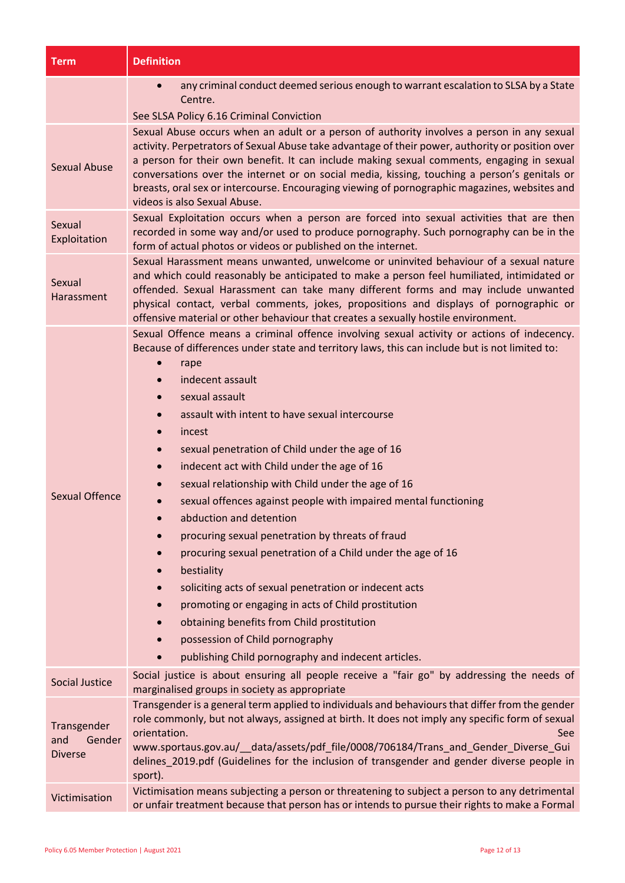| Term | Definition |
| --- | --- |
| | • any criminal conduct deemed serious enough to warrant escalation to SLSA by a State Centre.<br>See SLSA Policy 6.16 Criminal Conviction |
| Sexual Abuse | Sexual Abuse occurs when an adult or a person of authority involves a person in any sexual activity. Perpetrators of Sexual Abuse take advantage of their power, authority or position over a person for their own benefit. It can include making sexual comments, engaging in sexual conversations over the internet or on social media, kissing, touching a person's genitals or breasts, oral sex or intercourse. Encouraging viewing of pornographic magazines, websites and videos is also Sexual Abuse. |
| Sexual Exploitation | Sexual Exploitation occurs when a person are forced into sexual activities that are then recorded in some way and/or used to produce pornography. Such pornography can be in the form of actual photos or videos or published on the internet. |
| Sexual Harassment | Sexual Harassment means unwanted, unwelcome or uninvited behaviour of a sexual nature and which could reasonably be anticipated to make a person feel humiliated, intimidated or offended. Sexual Harassment can take many different forms and may include unwanted physical contact, verbal comments, jokes, propositions and displays of pornographic or offensive material or other behaviour that creates a sexually hostile environment. |
| Sexual Offence | Sexual Offence means a criminal offence involving sexual activity or actions of indecency. Because of differences under state and territory laws, this can include but is not limited to:<br>• rape<br>• indecent assault<br>• sexual assault<br>• assault with intent to have sexual intercourse<br>• incest<br>• sexual penetration of Child under the age of 16<br>• indecent act with Child under the age of 16<br>• sexual relationship with Child under the age of 16<br>• sexual offences against people with impaired mental functioning<br>• abduction and detention<br>• procuring sexual penetration by threats of fraud<br>• procuring sexual penetration of a Child under the age of 16<br>• bestiality<br>• soliciting acts of sexual penetration or indecent acts<br>• promoting or engaging in acts of Child prostitution<br>• obtaining benefits from Child prostitution<br>• possession of Child pornography<br>• publishing Child pornography and indecent articles. |
| Social Justice | Social justice is about ensuring all people receive a "fair go" by addressing the needs of marginalised groups in society as appropriate |
| Transgender and Gender Diverse | Transgender is a general term applied to individuals and behaviours that differ from the gender role commonly, but not always, assigned at birth. It does not imply any specific form of sexual orientation. See www.sportaus.gov.au/__data/assets/pdf_file/0008/706184/Trans_and_Gender_Diverse_Guidelines_2019.pdf (Guidelines for the inclusion of transgender and gender diverse people in sport). |
| Victimisation | Victimisation means subjecting a person or threatening to subject a person to any detrimental or unfair treatment because that person has or intends to pursue their rights to make a Formal |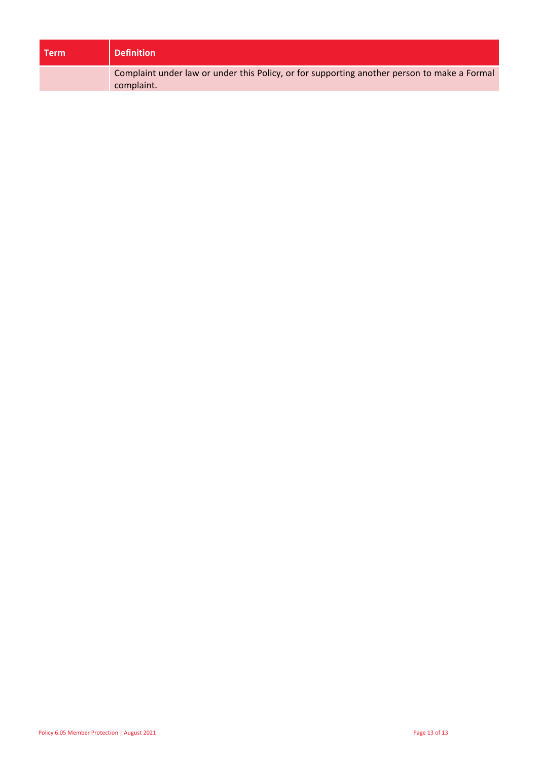| Term | Definition |
|---|---|
| | Complaint under law or under this Policy, or for supporting another person to make a Formal complaint. |